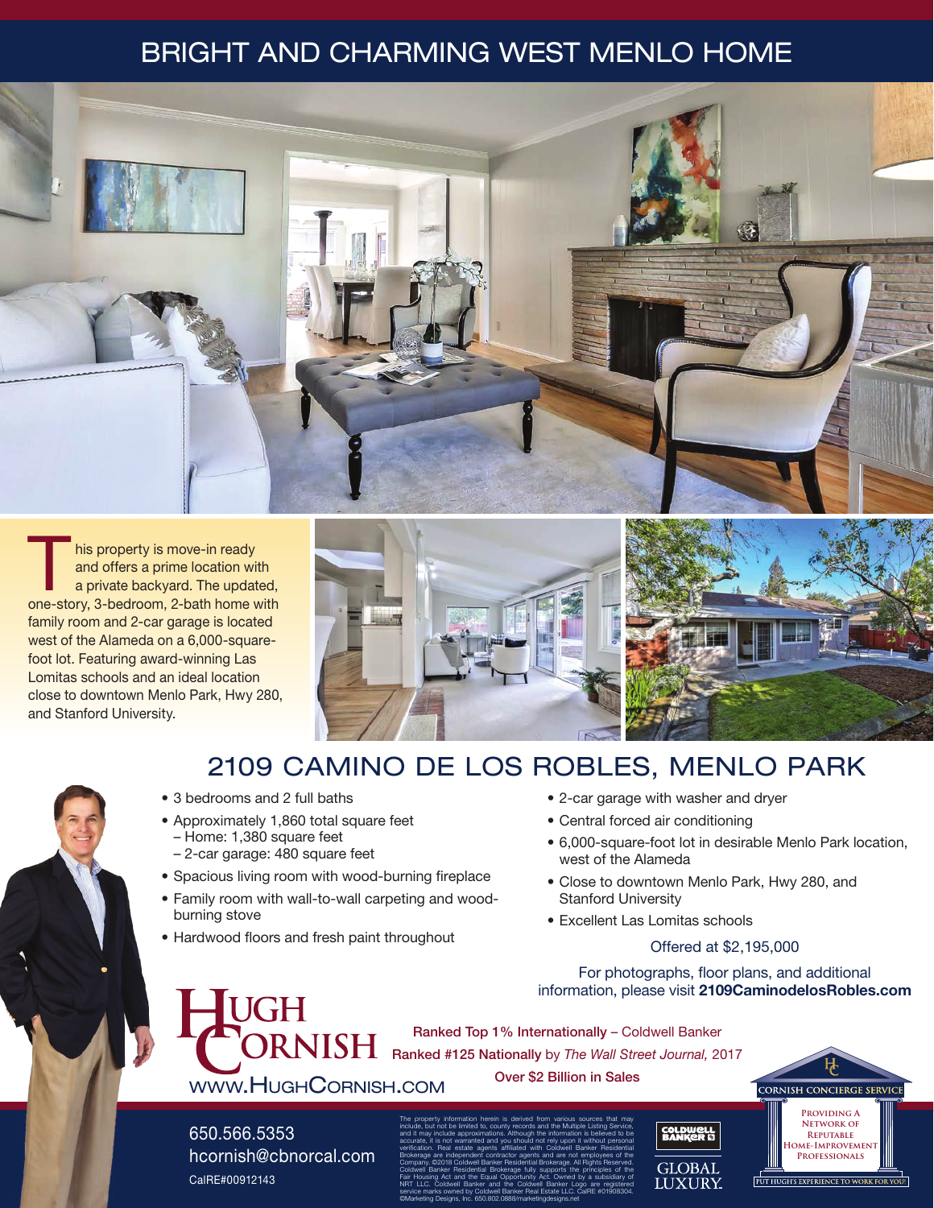# BRIGHT AND CHARMING WEST MENLO HOME

This property is move-in ready and offers a prime location with a private backyard. The updated, one-story, 3-bedroom, 2-bath home with family room and 2-car garage is located west of the Alameda on a 6,000-square-foot lot. Featuring award-winning Las Lomitas schools and an ideal location close to downtown Menlo Park, Hwy 280, and Stanford University.

## 2109 CAMINO DE LOS ROBLES, MENLO PARK

- 3 bedrooms and 2 full baths
- Approximately 1,860 total square feet
  - – Home: 1,380 square feet
  - – 2-car garage: 480 square feet
- Spacious living room with wood-burning fireplace
- Family room with wall-to-wall carpeting and wood-burning stove
- Hardwood floors and fresh paint throughout
- 2-car garage with washer and dryer
- Central forced air conditioning
- 6,000-square-foot lot in desirable Menlo Park location, west of the Alameda
- Close to downtown Menlo Park, Hwy 280, and Stanford University
- Excellent Las Lomitas schools

Offered at $2,195,000

For photographs, floor plans, and additional information, please visit **2109CaminodelosRobles.com**

**HUGH CORNISH**
WWW.HUGHCORNISH.COM

**Ranked Top 1% Internationally** – Coldwell Banker
**Ranked #125 Nationally** by *The Wall Street Journal,* 2017
**Over $2 Billion in Sales**

650.566.5353
hcornish@cbnorcal.com
CalRE#00912143

The property information herein is derived from various sources that may include, but not be limited to, county records and the Multiple Listing Service, and it may include approximations. Although the information is believed to be accurate, it is not warranted and you should not rely upon it without personal verification. Real estate agents affiliated with Coldwell Banker Residential Brokerage are independent contractor agents and are not employees of the Company. ©2018 Coldwell Banker Residential Brokerage. All Rights Reserved. Coldwell Banker Residential Brokerage fully supports the principles of the Fair Housing Act and the Equal Opportunity Act. Owned by a subsidiary of NRT LLC. Coldwell Banker and the Coldwell Banker Logo are registered service marks owned by Coldwell Banker Real Estate LLC. CalRE #01908304. ©Marketing Designs, Inc. 650.802.0888/marketingdesigns.net

COLDWELL BANKER
GLOBAL LUXURY

CORNISH CONCIERGE SERVICE
Providing a Network of Reputable Home-Improvement Professionals
PUT HUGH'S EXPERIENCE TO WORK FOR YOU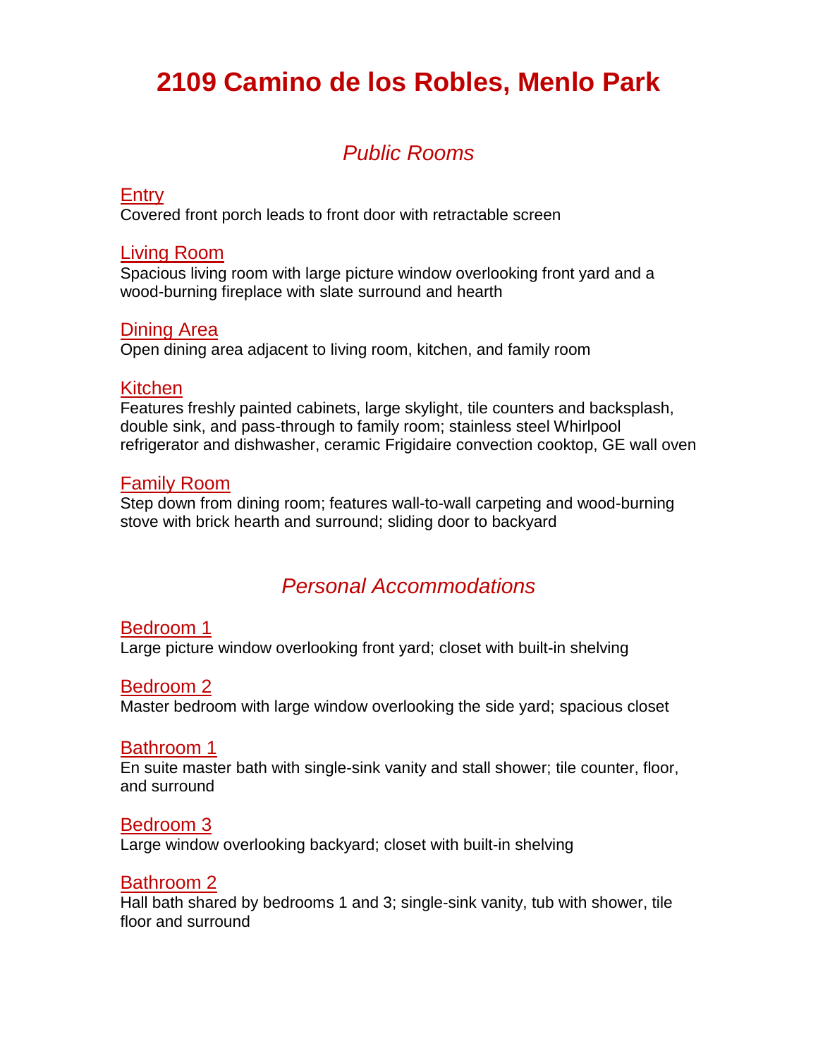# 2109 Camino de los Robles, Menlo Park

## *Public Rooms*

### Entry

Covered front porch leads to front door with retractable screen

### Living Room

Spacious living room with large picture window overlooking front yard and a wood-burning fireplace with slate surround and hearth

### Dining Area

Open dining area adjacent to living room, kitchen, and family room

### Kitchen

Features freshly painted cabinets, large skylight, tile counters and backsplash, double sink, and pass-through to family room; stainless steel Whirlpool refrigerator and dishwasher, ceramic Frigidaire convection cooktop, GE wall oven

### Family Room

Step down from dining room; features wall-to-wall carpeting and wood-burning stove with brick hearth and surround; sliding door to backyard

## *Personal Accommodations*

### Bedroom 1

Large picture window overlooking front yard; closet with built-in shelving

### Bedroom 2

Master bedroom with large window overlooking the side yard; spacious closet

### Bathroom 1

En suite master bath with single-sink vanity and stall shower; tile counter, floor, and surround

### Bedroom 3

Large window overlooking backyard; closet with built-in shelving

### Bathroom 2

Hall bath shared by bedrooms 1 and 3; single-sink vanity, tub with shower, tile floor and surround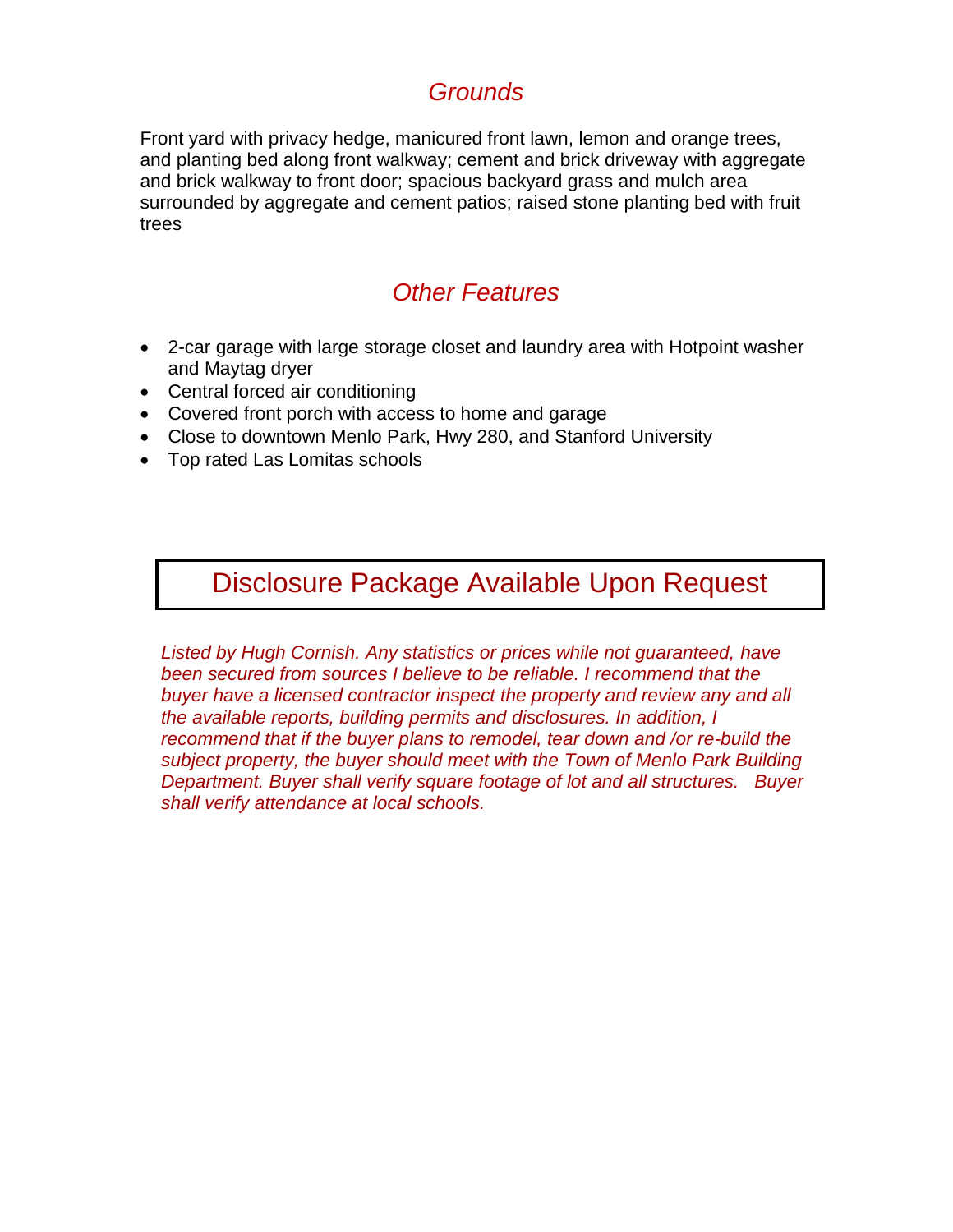## *Grounds*

Front yard with privacy hedge, manicured front lawn, lemon and orange trees, and planting bed along front walkway; cement and brick driveway with aggregate and brick walkway to front door; spacious backyard grass and mulch area surrounded by aggregate and cement patios; raised stone planting bed with fruit trees

## *Other Features*

- 2-car garage with large storage closet and laundry area with Hotpoint washer and Maytag dryer
- Central forced air conditioning
- Covered front porch with access to home and garage
- Close to downtown Menlo Park, Hwy 280, and Stanford University
- Top rated Las Lomitas schools

## Disclosure Package Available Upon Request

*Listed by Hugh Cornish. Any statistics or prices while not guaranteed, have been secured from sources I believe to be reliable. I recommend that the buyer have a licensed contractor inspect the property and review any and all the available reports, building permits and disclosures. In addition, I recommend that if the buyer plans to remodel, tear down and /or re-build the subject property, the buyer should meet with the Town of Menlo Park Building Department. Buyer shall verify square footage of lot and all structures. Buyer shall verify attendance at local schools.*